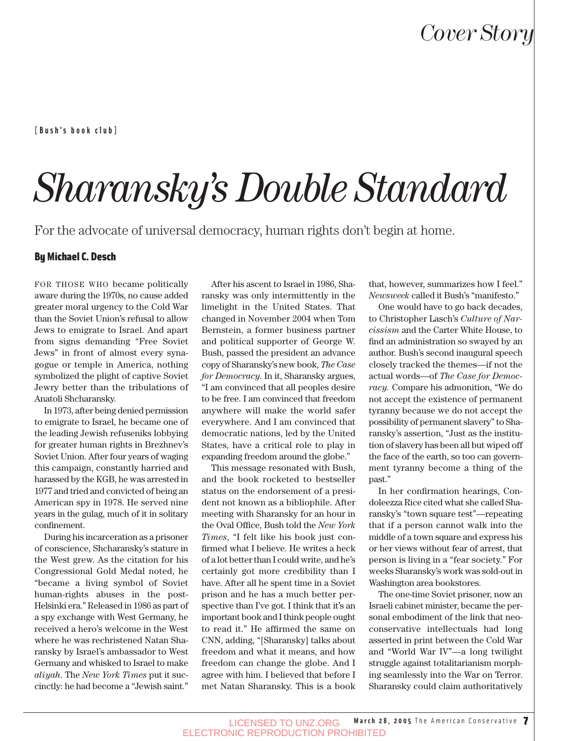Cover Story

[Bush's book club]

# Sharansky's Double Standard

For the advocate of universal democracy, human rights don't begin at home.

**By Michael C. Desch**

FOR THOSE WHO became politically aware during the 1970s, no cause added greater moral urgency to the Cold War than the Soviet Union's refusal to allow Jews to emigrate to Israel. And apart from signs demanding "Free Soviet Jews" in front of almost every synagogue or temple in America, nothing symbolized the plight of captive Soviet Jewry better than the tribulations of Anatoli Shcharansky.

In 1973, after being denied permission to emigrate to Israel, he became one of the leading Jewish refuseniks lobbying for greater human rights in Brezhnev's Soviet Union. After four years of waging this campaign, constantly harried and harassed by the KGB, he was arrested in 1977 and tried and convicted of being an American spy in 1978. He served nine years in the gulag, much of it in solitary confinement.

During his incarceration as a prisoner of conscience, Shcharansky's stature in the West grew. As the citation for his Congressional Gold Medal noted, he "became a living symbol of Soviet human-rights abuses in the post-Helsinki era." Released in 1986 as part of a spy exchange with West Germany, he received a hero's welcome in the West where he was rechristened Natan Sharansky by Israel's ambassador to West Germany and whisked to Israel to make *aliyah*. The *New York Times* put it succinctly: he had become a "Jewish saint."

After his ascent to Israel in 1986, Sharansky was only intermittently in the limelight in the United States. That changed in November 2004 when Tom Bernstein, a former business partner and political supporter of George W. Bush, passed the president an advance copy of Sharansky's new book, *The Case for Democracy*. In it, Sharansky argues, "I am convinced that all peoples desire to be free. I am convinced that freedom anywhere will make the world safer everywhere. And I am convinced that democratic nations, led by the United States, have a critical role to play in expanding freedom around the globe."

This message resonated with Bush, and the book rocketed to bestseller status on the endorsement of a president not known as a bibliophile. After meeting with Sharansky for an hour in the Oval Office, Bush told the *New York Times*, "I felt like his book just confirmed what I believe. He writes a heck of a lot better than I could write, and he's certainly got more credibility than I have. After all he spent time in a Soviet prison and he has a much better perspective than I've got. I think that it's an important book and I think people ought to read it." He affirmed the same on CNN, adding, "[Sharansky] talks about freedom and what it means, and how freedom can change the globe. And I agree with him. I believed that before I met Natan Sharansky. This is a book that, however, summarizes how I feel." *Newsweek* called it Bush's "manifesto."

One would have to go back decades, to Christopher Lasch's *Culture of Narcissism* and the Carter White House, to find an administration so swayed by an author. Bush's second inaugural speech closely tracked the themes—if not the actual words—of *The Case for Democracy.* Compare his admonition, "We do not accept the existence of permanent tyranny because we do not accept the possibility of permanent slavery" to Sharansky's assertion, "Just as the institution of slavery has been all but wiped off the face of the earth, so too can government tyranny become a thing of the past."

In her confirmation hearings, Condoleezza Rice cited what she called Sharansky's "town square test"—repeating that if a person cannot walk into the middle of a town square and express his or her views without fear of arrest, that person is living in a "fear society." For weeks Sharansky's work was sold-out in Washington area bookstores.

The one-time Soviet prisoner, now an Israeli cabinet minister, became the personal embodiment of the link that neoconservative intellectuals had long asserted in print between the Cold War and "World War IV"—a long twilight struggle against totalitarianism morphing seamlessly into the War on Terror. Sharansky could claim authoritatively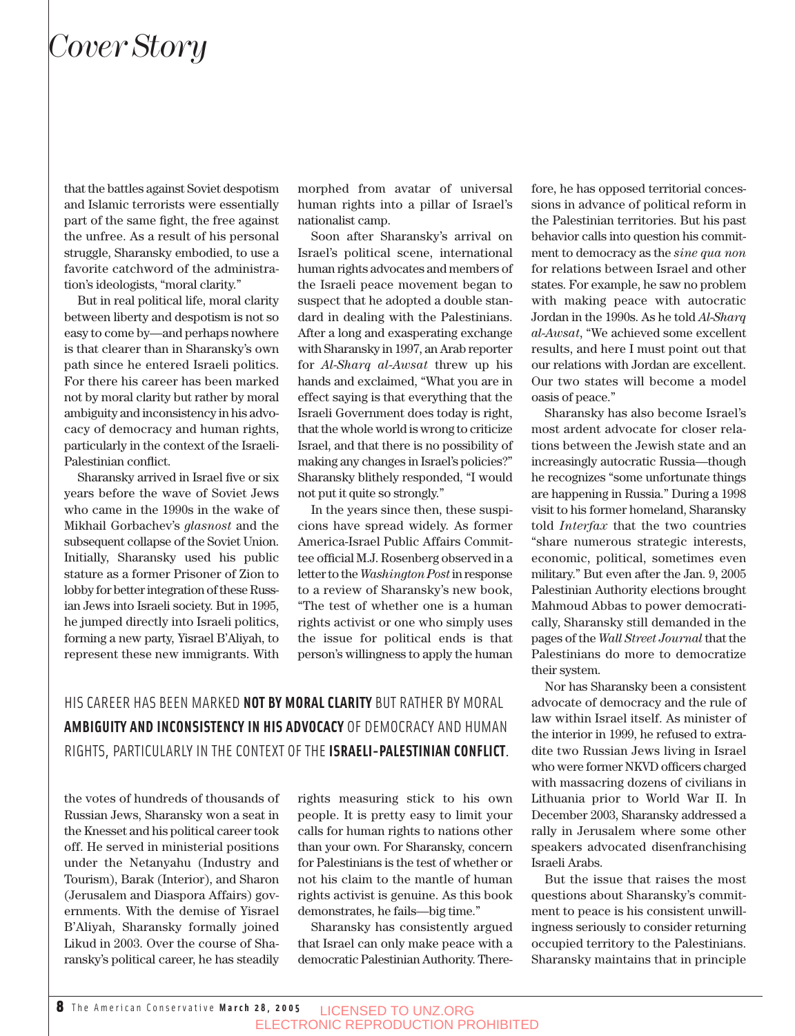that the battles against Soviet despotism and Islamic terrorists were essentially part of the same fight, the free against the unfree. As a result of his personal struggle, Sharansky embodied, to use a favorite catchword of the administration's ideologists, "moral clarity."

But in real political life, moral clarity between liberty and despotism is not so easy to come by—and perhaps nowhere is that clearer than in Sharansky's own path since he entered Israeli politics. For there his career has been marked not by moral clarity but rather by moral ambiguity and inconsistency in his advocacy of democracy and human rights, particularly in the context of the Israeli-Palestinian conflict.

Sharansky arrived in Israel five or six years before the wave of Soviet Jews who came in the 1990s in the wake of Mikhail Gorbachev's *glasnost* and the subsequent collapse of the Soviet Union. Initially, Sharansky used his public stature as a former Prisoner of Zion to lobby for better integration of these Russian Jews into Israeli society. But in 1995, he jumped directly into Israeli politics, forming a new party, Yisrael B'Aliyah, to represent these new immigrants. With the votes of hundreds of thousands of Russian Jews, Sharansky won a seat in the Knesset and his political career took off. He served in ministerial positions under the Netanyahu (Industry and Tourism), Barak (Interior), and Sharon (Jerusalem and Diaspora Affairs) governments. With the demise of Yisrael B'Aliyah, Sharansky formally joined Likud in 2003. Over the course of Sharansky's political career, he has steadily morphed from avatar of universal human rights into a pillar of Israel's nationalist camp.

Soon after Sharansky's arrival on Israel's political scene, international human rights advocates and members of the Israeli peace movement began to suspect that he adopted a double standard in dealing with the Palestinians. After a long and exasperating exchange with Sharansky in 1997, an Arab reporter for *Al-Sharq al-Awsat* threw up his hands and exclaimed, "What you are in effect saying is that everything that the Israeli Government does today is right, that the whole world is wrong to criticize Israel, and that there is no possibility of making any changes in Israel's policies?" Sharansky blithely responded, "I would not put it quite so strongly."

In the years since then, these suspicions have spread widely. As former America-Israel Public Affairs Committee official M.J. Rosenberg observed in a letter to the *Washington Post* in response to a review of Sharansky's new book, "The test of whether one is a human rights activist or one who simply uses the issue for political ends is that person's willingness to apply the human rights measuring stick to his own people. It is pretty easy to limit your calls for human rights to nations other than your own. For Sharansky, concern for Palestinians is the test of whether or not his claim to the mantle of human rights activist is genuine. As this book demonstrates, he fails—big time."

Sharansky has consistently argued that Israel can only make peace with a democratic Palestinian Authority. Therefore, he has opposed territorial concessions in advance of political reform in the Palestinian territories. But his past behavior calls into question his commitment to democracy as the *sine qua non* for relations between Israel and other states. For example, he saw no problem with making peace with autocratic Jordan in the 1990s. As he told *Al-Sharq al-Awsat*, "We achieved some excellent results, and here I must point out that our relations with Jordan are excellent. Our two states will become a model oasis of peace."

Sharansky has also become Israel's most ardent advocate for closer relations between the Jewish state and an increasingly autocratic Russia—though he recognizes "some unfortunate things are happening in Russia." During a 1998 visit to his former homeland, Sharansky told *Interfax* that the two countries "share numerous strategic interests, economic, political, sometimes even military." But even after the Jan. 9, 2005 Palestinian Authority elections brought Mahmoud Abbas to power democratically, Sharansky still demanded in the pages of the *Wall Street Journal* that the Palestinians do more to democratize their system.

Nor has Sharansky been a consistent advocate of democracy and the rule of law within Israel itself. As minister of the interior in 1999, he refused to extradite two Russian Jews living in Israel who were former NKVD officers charged with massacring dozens of civilians in Lithuania prior to World War II. In December 2003, Sharansky addressed a rally in Jerusalem where some other speakers advocated disenfranchising Israeli Arabs.

But the issue that raises the most questions about Sharansky's commitment to peace is his consistent unwillingness seriously to consider returning occupied territory to the Palestinians. Sharansky maintains that in principle

HIS CAREER HAS BEEN MARKED **NOT BY MORAL CLARITY** BUT RATHER BY MORAL **AMBIGUITY AND INCONSISTENCY IN HIS ADVOCACY** OF DEMOCRACY AND HUMAN RIGHTS, PARTICULARLY IN THE CONTEXT OF THE **ISRAELI-PALESTINIAN CONFLICT**.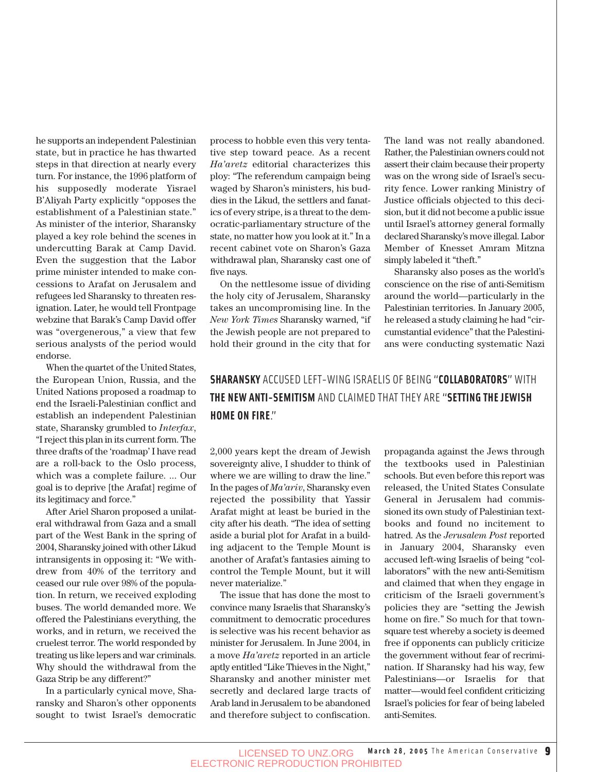he supports an independent Palestinian state, but in practice he has thwarted steps in that direction at nearly every turn. For instance, the 1996 platform of his supposedly moderate Yisrael B'Aliyah Party explicitly "opposes the establishment of a Palestinian state." As minister of the interior, Sharansky played a key role behind the scenes in undercutting Barak at Camp David. Even the suggestion that the Labor prime minister intended to make concessions to Arafat on Jerusalem and refugees led Sharansky to threaten resignation. Later, he would tell Frontpage webzine that Barak's Camp David offer was "overgenerous," a view that few serious analysts of the period would endorse.

When the quartet of the United States, the European Union, Russia, and the United Nations proposed a roadmap to end the Israeli-Palestinian conflict and establish an independent Palestinian state, Sharansky grumbled to *Interfax*, "I reject this plan in its current form. The three drafts of the 'roadmap' I have read are a roll-back to the Oslo process, which was a complete failure. ... Our goal is to deprive [the Arafat] regime of its legitimacy and force."

After Ariel Sharon proposed a unilateral withdrawal from Gaza and a small part of the West Bank in the spring of 2004, Sharansky joined with other Likud intransigents in opposing it: "We withdrew from 40% of the territory and ceased our rule over 98% of the population. In return, we received exploding buses. The world demanded more. We offered the Palestinians everything, the works, and in return, we received the cruelest terror. The world responded by treating us like lepers and war criminals. Why should the withdrawal from the Gaza Strip be any different?"

In a particularly cynical move, Sharansky and Sharon's other opponents sought to twist Israel's democratic process to hobble even this very tentative step toward peace. As a recent *Ha'aretz* editorial characterizes this ploy: "The referendum campaign being waged by Sharon's ministers, his buddies in the Likud, the settlers and fanatics of every stripe, is a threat to the democratic-parliamentary structure of the state, no matter how you look at it." In a recent cabinet vote on Sharon's Gaza withdrawal plan, Sharansky cast one of five nays.

On the nettlesome issue of dividing the holy city of Jerusalem, Sharansky takes an uncompromising line. In the *New York Times* Sharansky warned, "if the Jewish people are not prepared to hold their ground in the city that for 2,000 years kept the dream of Jewish sovereignty alive, I shudder to think of where we are willing to draw the line." In the pages of *Ma'ariv*, Sharansky even rejected the possibility that Yassir Arafat might at least be buried in the city after his death. "The idea of setting aside a burial plot for Arafat in a building adjacent to the Temple Mount is another of Arafat's fantasies aiming to control the Temple Mount, but it will never materialize."

The issue that has done the most to convince many Israelis that Sharansky's commitment to democratic procedures is selective was his recent behavior as minister for Jerusalem. In June 2004, in a move *Ha'aretz* reported in an article aptly entitled "Like Thieves in the Night," Sharansky and another minister met secretly and declared large tracts of Arab land in Jerusalem to be abandoned and therefore subject to confiscation. The land was not really abandoned. Rather, the Palestinian owners could not assert their claim because their property was on the wrong side of Israel's security fence. Lower ranking Ministry of Justice officials objected to this decision, but it did not become a public issue until Israel's attorney general formally declared Sharansky's move illegal. Labor Member of Knesset Amram Mitzna simply labeled it "theft."

**SHARANSKY** ACCUSED LEFT-WING ISRAELIS OF BEING "**COLLABORATORS**" WITH **THE NEW ANTI-SEMITISM** AND CLAIMED THAT THEY ARE "**SETTING THE JEWISH HOME ON FIRE**."

Sharansky also poses as the world's conscience on the rise of anti-Semitism around the world—particularly in the Palestinian territories. In January 2005, he released a study claiming he had "circumstantial evidence" that the Palestinians were conducting systematic Nazi propaganda against the Jews through the textbooks used in Palestinian schools. But even before this report was released, the United States Consulate General in Jerusalem had commissioned its own study of Palestinian textbooks and found no incitement to hatred. As the *Jerusalem Post* reported in January 2004, Sharansky even accused left-wing Israelis of being "collaborators" with the new anti-Semitism and claimed that when they engage in criticism of the Israeli government's policies they are "setting the Jewish home on fire." So much for that town-square test whereby a society is deemed free if opponents can publicly criticize the government without fear of recrimination. If Sharansky had his way, few Palestinians—or Israelis for that matter—would feel confident criticizing Israel's policies for fear of being labeled anti-Semites.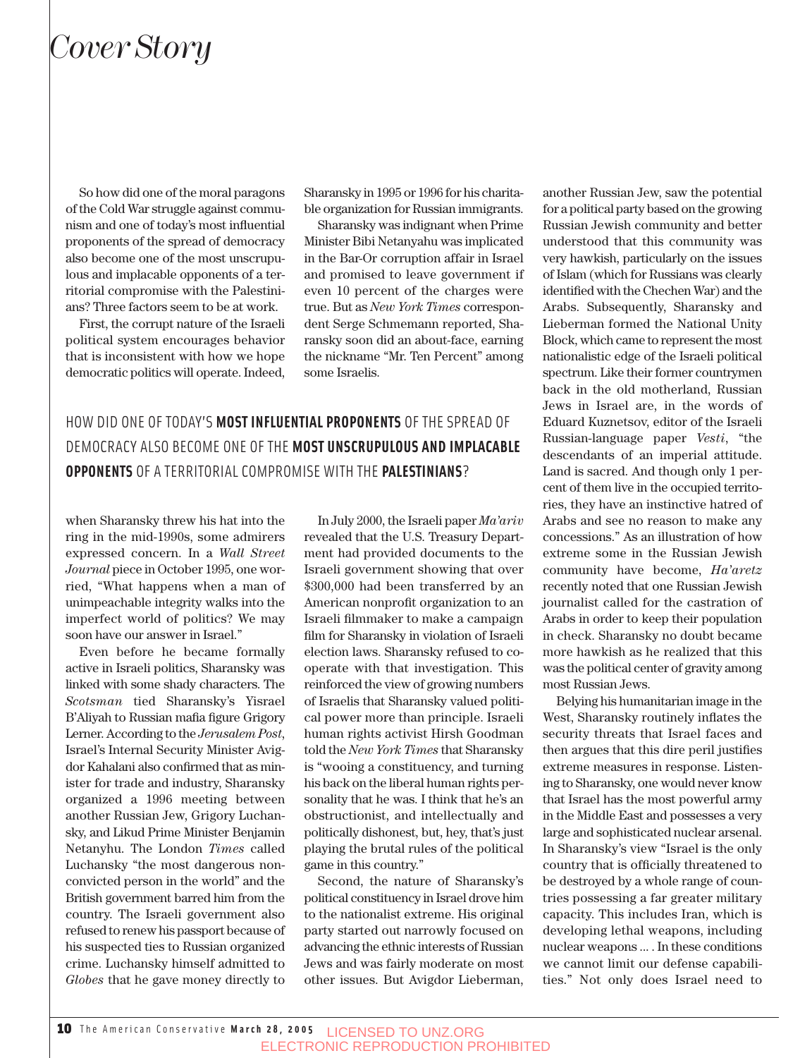So how did one of the moral paragons of the Cold War struggle against communism and one of today's most influential proponents of the spread of democracy also become one of the most unscrupulous and implacable opponents of a territorial compromise with the Palestinians? Three factors seem to be at work.

First, the corrupt nature of the Israeli political system encourages behavior that is inconsistent with how we hope democratic politics will operate. Indeed, when Sharansky threw his hat into the ring in the mid-1990s, some admirers expressed concern. In a *Wall Street Journal* piece in October 1995, one worried, "What happens when a man of unimpeachable integrity walks into the imperfect world of politics? We may soon have our answer in Israel."

Even before he became formally active in Israeli politics, Sharansky was linked with some shady characters. The *Scotsman* tied Sharansky's Yisrael B'Aliyah to Russian mafia figure Grigory Lerner. According to the *Jerusalem Post*, Israel's Internal Security Minister Avigdor Kahalani also confirmed that as minister for trade and industry, Sharansky organized a 1996 meeting between another Russian Jew, Grigory Luchansky, and Likud Prime Minister Benjamin Netanyhu. The London *Times* called Luchansky "the most dangerous non-convicted person in the world" and the British government barred him from the country. The Israeli government also refused to renew his passport because of his suspected ties to Russian organized crime. Luchansky himself admitted to *Globes* that he gave money directly to Sharansky in 1995 or 1996 for his charitable organization for Russian immigrants.

Sharansky was indignant when Prime Minister Bibi Netanyahu was implicated in the Bar-Or corruption affair in Israel and promised to leave government if even 10 percent of the charges were true. But as *New York Times* correspondent Serge Schmemann reported, Sharansky soon did an about-face, earning the nickname "Mr. Ten Percent" among some Israelis.

HOW DID ONE OF TODAY'S **MOST INFLUENTIAL PROPONENTS** OF THE SPREAD OF DEMOCRACY ALSO BECOME ONE OF THE **MOST UNSCRUPULOUS AND IMPLACABLE OPPONENTS** OF A TERRITORIAL COMPROMISE WITH THE **PALESTINIANS**?

In July 2000, the Israeli paper *Ma'ariv* revealed that the U.S. Treasury Department had provided documents to the Israeli government showing that over $300,000 had been transferred by an American nonprofit organization to an Israeli filmmaker to make a campaign film for Sharansky in violation of Israeli election laws. Sharansky refused to cooperate with that investigation. This reinforced the view of growing numbers of Israelis that Sharansky valued political power more than principle. Israeli human rights activist Hirsh Goodman told the *New York Times* that Sharansky is "wooing a constituency, and turning his back on the liberal human rights personality that he was. I think that he's an obstructionist, and intellectually and politically dishonest, but, hey, that's just playing the brutal rules of the political game in this country."

Second, the nature of Sharansky's political constituency in Israel drove him to the nationalist extreme. His original party started out narrowly focused on advancing the ethnic interests of Russian Jews and was fairly moderate on most other issues. But Avigdor Lieberman, another Russian Jew, saw the potential for a political party based on the growing Russian Jewish community and better understood that this community was very hawkish, particularly on the issues of Islam (which for Russians was clearly identified with the Chechen War) and the Arabs. Subsequently, Sharansky and Lieberman formed the National Unity Block, which came to represent the most nationalistic edge of the Israeli political spectrum. Like their former countrymen back in the old motherland, Russian Jews in Israel are, in the words of Eduard Kuznetsov, editor of the Israeli Russian-language paper *Vesti*, "the descendants of an imperial attitude. Land is sacred. And though only 1 percent of them live in the occupied territories, they have an instinctive hatred of Arabs and see no reason to make any concessions." As an illustration of how extreme some in the Russian Jewish community have become, *Ha'aretz* recently noted that one Russian Jewish journalist called for the castration of Arabs in order to keep their population in check. Sharansky no doubt became more hawkish as he realized that this was the political center of gravity among most Russian Jews.

Belying his humanitarian image in the West, Sharansky routinely inflates the security threats that Israel faces and then argues that this dire peril justifies extreme measures in response. Listening to Sharansky, one would never know that Israel has the most powerful army in the Middle East and possesses a very large and sophisticated nuclear arsenal. In Sharansky's view "Israel is the only country that is officially threatened to be destroyed by a whole range of countries possessing a far greater military capacity. This includes Iran, which is developing lethal weapons, including nuclear weapons ... . In these conditions we cannot limit our defense capabilities." Not only does Israel need to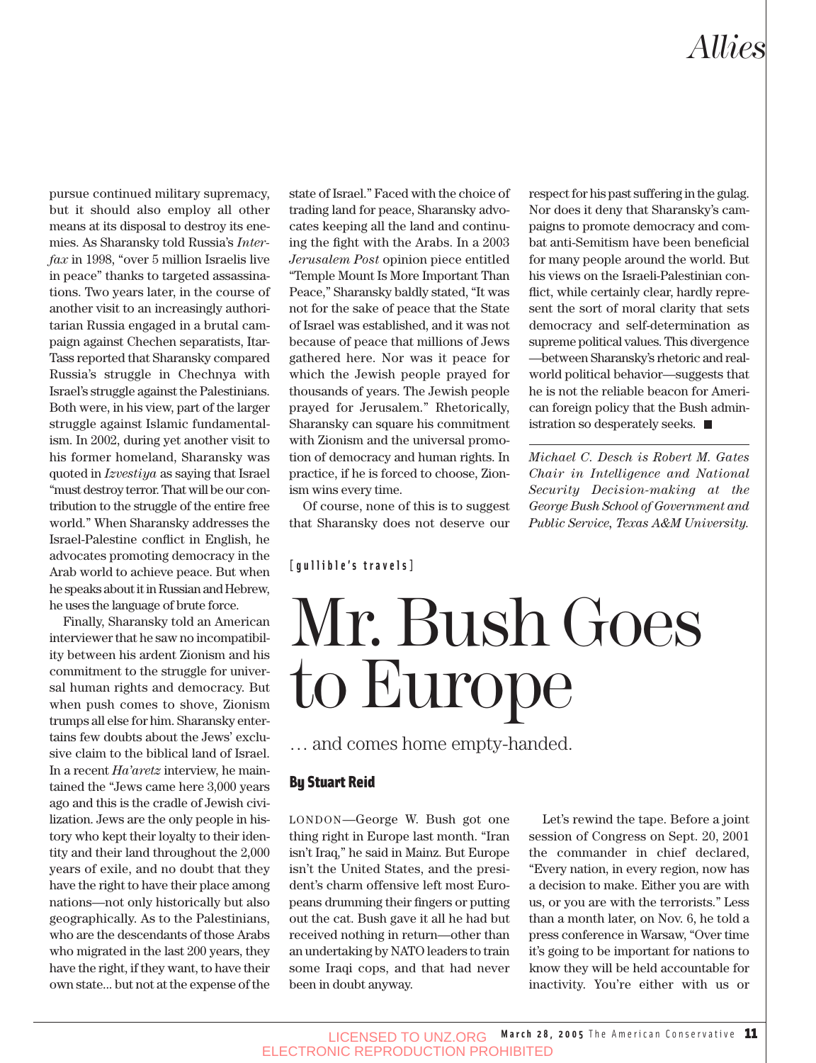pursue continued military supremacy, but it should also employ all other means at its disposal to destroy its enemies. As Sharansky told Russia's *Interfax* in 1998, "over 5 million Israelis live in peace" thanks to targeted assassinations. Two years later, in the course of another visit to an increasingly authoritarian Russia engaged in a brutal campaign against Chechen separatists, Itar-Tass reported that Sharansky compared Russia's struggle in Chechnya with Israel's struggle against the Palestinians. Both were, in his view, part of the larger struggle against Islamic fundamentalism. In 2002, during yet another visit to his former homeland, Sharansky was quoted in *Izvestiya* as saying that Israel "must destroy terror. That will be our contribution to the struggle of the entire free world." When Sharansky addresses the Israeli-Palestine conflict in English, he advocates promoting democracy in the Arab world to achieve peace. But when he speaks about it in Russian and Hebrew, he uses the language of brute force.

Finally, Sharansky told an American interviewer that he saw no incompatibility between his ardent Zionism and his commitment to the struggle for universal human rights and democracy. But when push comes to shove, Zionism trumps all else for him. Sharansky entertains few doubts about the Jews' exclusive claim to the biblical land of Israel. In a recent *Ha'aretz* interview, he maintained the "Jews came here 3,000 years ago and this is the cradle of Jewish civilization. Jews are the only people in history who kept their loyalty to their identity and their land throughout the 2,000 years of exile, and no doubt that they have the right to have their place among nations—not only historically but also geographically. As to the Palestinians, who are the descendants of those Arabs who migrated in the last 200 years, they have the right, if they want, to have their own state... but not at the expense of the state of Israel." Faced with the choice of trading land for peace, Sharansky advocates keeping all the land and continuing the fight with the Arabs. In a 2003 *Jerusalem Post* opinion piece entitled "Temple Mount Is More Important Than Peace," Sharansky baldly stated, "It was not for the sake of peace that the State of Israel was established, and it was not because of peace that millions of Jews gathered here. Nor was it peace for which the Jewish people prayed for thousands of years. The Jewish people prayed for Jerusalem." Rhetorically, Sharansky can square his commitment with Zionism and the universal promotion of democracy and human rights. In practice, if he is forced to choose, Zionism wins every time.

Of course, none of this is to suggest that Sharansky does not deserve our respect for his past suffering in the gulag. Nor does it deny that Sharansky's campaigns to promote democracy and combat anti-Semitism have been beneficial for many people around the world. But his views on the Israeli-Palestinian conflict, while certainly clear, hardly represent the sort of moral clarity that sets democracy and self-determination as supreme political values. This divergence—between Sharansky's rhetoric and real-world political behavior—suggests that he is not the reliable beacon for American foreign policy that the Bush administration so desperately seeks. ■

*Michael C. Desch is Robert M. Gates Chair in Intelligence and National Security Decision-making at the George Bush School of Government and Public Service, Texas A&M University.*

[gullible's travels]

# Mr. Bush Goes to Europe

… and comes home empty-handed.

**By Stuart Reid**

LONDON—George W. Bush got one thing right in Europe last month. "Iran isn't Iraq," he said in Mainz. But Europe isn't the United States, and the president's charm offensive left most Europeans drumming their fingers or putting out the cat. Bush gave it all he had but received nothing in return—other than an undertaking by NATO leaders to train some Iraqi cops, and that had never been in doubt anyway.

Let's rewind the tape. Before a joint session of Congress on Sept. 20, 2001 the commander in chief declared, "Every nation, in every region, now has a decision to make. Either you are with us, or you are with the terrorists." Less than a month later, on Nov. 6, he told a press conference in Warsaw, "Over time it's going to be important for nations to know they will be held accountable for inactivity. You're either with us or